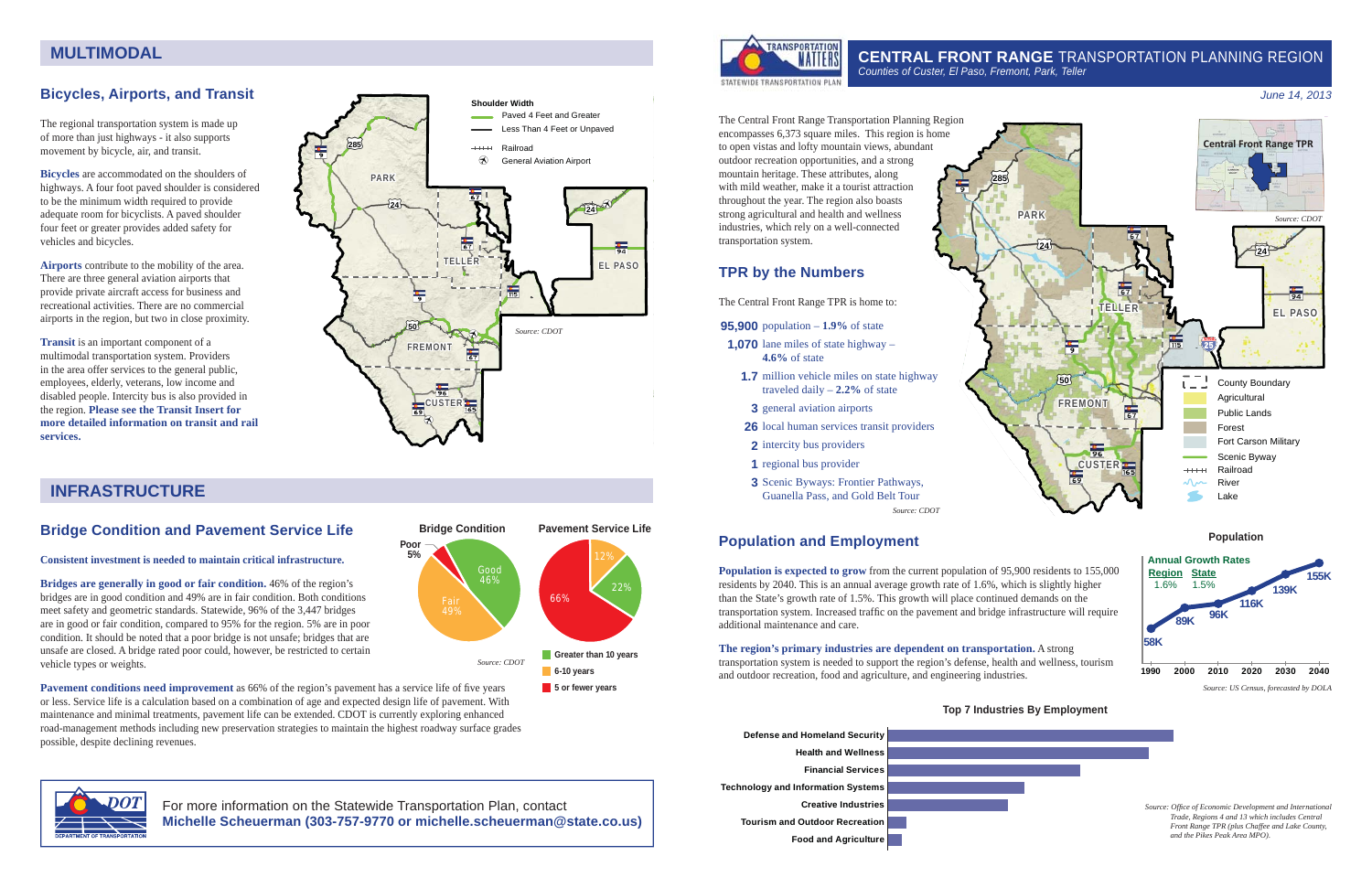## MULTIMODAL

### Bicycles, Airports, and Transit

The regional transportation system is made up of more than just highways - it also supports movement by bicycle, air, and transit.

**Bicycles** are accommodated on the shoulders of highways. A four foot paved shoulder is considered to be the minimum width required to provide adequate room for bicyclists. A paved shoulder four feet or greater provides added safety for vehicles and bicycles.

**Airports** contribute to the mobility of the area. There are three general aviation airports that provide private aircraft access for business and recreational activities. There are no commercial airports in the region, but two in close proximity.

**Transit** is an important component of a multimodal transportation system. Providers in the area offer services to the general public, employees, elderly, veterans, low income and disabled people. Intercity bus is also provided in the region. **Please see the Transit Insert for more detailed information on transit and rail services.**

Shoulder Width
- Paved 4 Feet and Greater
- Less Than 4 Feet or Unpaved
- Railroad
- General Aviation Airport

*Source: CDOT*

## INFRASTRUCTURE

### Bridge Condition and Pavement Service Life

**Consistent investment is needed to maintain critical infrastructure.**

**Bridges are generally in good or fair condition.** 46% of the region's bridges are in good condition and 49% are in fair condition. Both conditions meet safety and geometric standards. Statewide, 96% of the 3,447 bridges are in good or fair condition, compared to 95% for the region. 5% are in poor condition. It should be noted that a poor bridge is not unsafe; bridges that are unsafe are closed. A bridge rated poor could, however, be restricted to certain vehicle types or weights.

**Pavement conditions need improvement** as 66% of the region's pavement has a service life of five years or less. Service life is a calculation based on a combination of age and expected design life of pavement. With maintenance and minimal treatments, pavement life can be extended. CDOT is currently exploring enhanced road-management methods including new preservation strategies to maintain the highest roadway surface grades possible, despite declining revenues.

**Bridge Condition**

| Condition | Share |
|---|---|
| Good | 46% |
| Fair | 49% |
| Poor | 5% |

**Pavement Service Life**

| Service Life | Share |
|---|---|
| Greater than 10 years | 22% |
| 6-10 years | 12% |
| 5 or fewer years | 66% |

*Source: CDOT*

For more information on the Statewide Transportation Plan, contact **Michelle Scheuerman (303-757-9770 or michelle.scheuerman@state.co.us)**

# CENTRAL FRONT RANGE TRANSPORTATION PLANNING REGION

*Counties of Custer, El Paso, Fremont, Park, Teller*

*June 14, 2013*

The Central Front Range Transportation Planning Region encompasses 6,373 square miles. This region is home to open vistas and lofty mountain views, abundant outdoor recreation opportunities, and a strong mountain heritage. These attributes, along with mild weather, make it a tourist attraction throughout the year. The region also boasts strong agricultural and health and wellness industries, which rely on a well-connected transportation system.

## TPR by the Numbers

The Central Front Range TPR is home to:

- **95,900** population – **1.9%** of state
- **1,070** lane miles of state highway – **4.6%** of state
- **1.7** million vehicle miles on state highway traveled daily – **2.2%** of state
- **3** general aviation airports
- **26** local human services transit providers
- **2** intercity bus providers
- **1** regional bus provider
- **3** Scenic Byways: Frontier Pathways, Guanella Pass, and Gold Belt Tour

*Source: CDOT*

Map legend: County Boundary, Agricultural, Public Lands, Forest, Fort Carson Military, Scenic Byway, Railroad, River, Lake

*Source: CDOT*

## Population and Employment

**Population is expected to grow** from the current population of 95,900 residents to 155,000 residents by 2040. This is an annual average growth rate of 1.6%, which is slightly higher than the State's growth rate of 1.5%. This growth will place continued demands on the transportation system. Increased traffic on the pavement and bridge infrastructure will require additional maintenance and care.

**The region's primary industries are dependent on transportation.** A strong transportation system is needed to support the region's defense, health and wellness, tourism and outdoor recreation, food and agriculture, and engineering industries.

**Population**

Annual Growth Rates: Region 1.6%, State 1.5%

| Year | 1990 | 2000 | 2010 | 2020 | 2030 | 2040 |
|---|---|---|---|---|---|---|
| Population | 58K | 89K | 96K | 116K | 139K | 155K |

*Source: US Census, forecasted by DOLA*

**Top 7 Industries By Employment**

- Defense and Homeland Security
- Health and Wellness
- Financial Services
- Technology and Information Systems
- Creative Industries
- Tourism and Outdoor Recreation
- Food and Agriculture

*Source: Office of Economic Development and International Trade, Regions 4 and 13 which includes Central Front Range TPR (plus Chaffee and Lake County, and the Pikes Peak Area MPO).*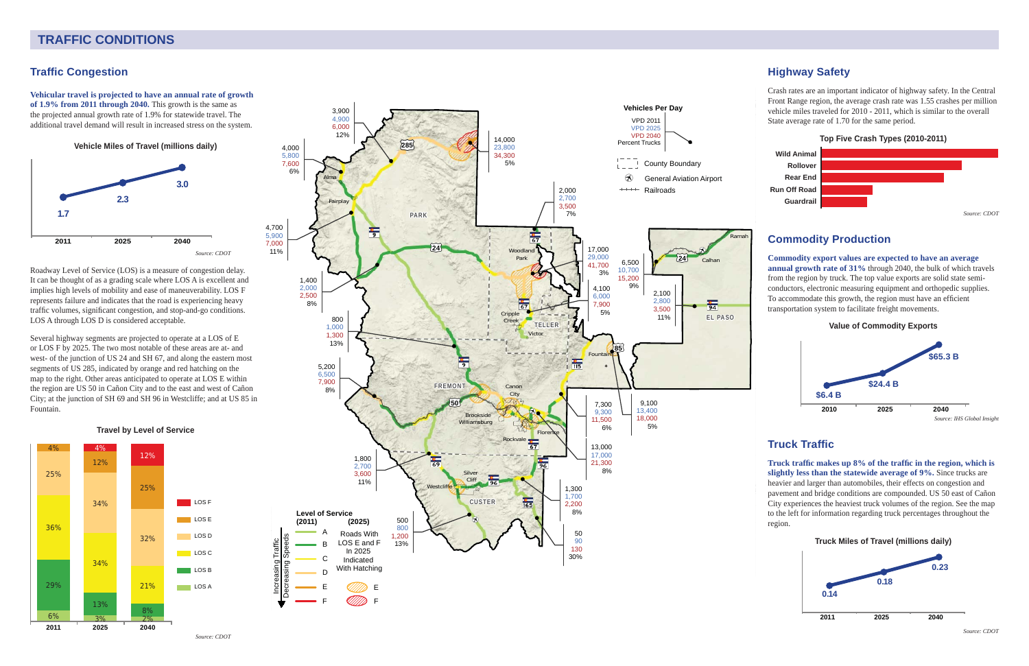# TRAFFIC CONDITIONS

## Traffic Congestion

**Vehicular travel is projected to have an annual rate of growth of 1.9% from 2011 through 2040.** This growth is the same as the projected annual growth rate of 1.9% for statewide travel. The additional travel demand will result in increased stress on the system.

**Vehicle Miles of Travel (millions daily)**

1.7
2.3
3.0
2011
2025
2040

*Source: CDOT*

Roadway Level of Service (LOS) is a measure of congestion delay. It can be thought of as a grading scale where LOS A is excellent and implies high levels of mobility and ease of maneuverability. LOS F represents failure and indicates that the road is experiencing heavy traffic volumes, significant congestion, and stop-and-go conditions. LOS A through LOS D is considered acceptable.

Several highway segments are projected to operate at a LOS of E or LOS F by 2025. The two most notable of these areas are at- and west- of the junction of US 24 and SH 67, and along the eastern most segments of US 285, indicated by orange and red hatching on the map to the right. Other areas anticipated to operate at LOS E within the region are US 50 in Cañon City and to the east and west of Cañon City; at the junction of SH 69 and SH 96 in Westcliffe; and at US 85 in Fountain.

**Travel by Level of Service**

2011: 4%, 25%, 36%, 29%, 6%
2025: 4%, 12%, 34%, 34%, 13%, 3%
2040: 12%, 25%, 32%, 21%, 8%, 2%

LOS F
LOS E
LOS D
LOS C
LOS B
LOS A

*Source: CDOT*

**Vehicles Per Day**
VPD 2011
VPD 2025
VPD 2040
Percent Trucks

County Boundary
General Aviation Airport
Railroads

3,900 / 4,900 / 6,000 / 12%
4,000 / 5,800 / 7,600 / 6%
4,700 / 5,900 / 7,000 / 11%
1,400 / 2,000 / 2,500 / 8%
800 / 1,000 / 1,300 / 13%
5,200 / 6,500 / 7,900 / 8%
1,800 / 2,700 / 3,600 / 11%
500 / 800 / 1,200 / 13%
14,000 / 23,800 / 34,300 / 5%
2,000 / 2,700 / 3,500 / 7%
17,000 / 29,000 / 41,700 / 3%
6,500 / 10,700 / 15,200 / 9%
4,100 / 6,000 / 7,900 / 5%
2,100 / 2,800 / 3,500 / 11%
7,300 / 9,300 / 11,500 / 6%
9,100 / 13,400 / 18,000 / 5%
13,000 / 17,000 / 21,300 / 8%
1,300 / 1,700 / 2,200 / 8%
50 / 90 / 130 / 30%

PARK, TELLER, EL PASO, FREMONT, CUSTER

Alma, Fairplay, Woodland Park, Cripple Creek, Victor, Fountain, Ramah, Calhan, Canon City, Brookside, Williamsburg, Florence, Rockvale, Silver Cliff, Westcliffe

**Level of Service**
(2011) (2025)
A
B
C
D
E
F
Increasing Traffic
Decreasing Speeds
Roads With LOS E and F In 2025 Indicated With Hatching
E
F

## Highway Safety

Crash rates are an important indicator of highway safety. In the Central Front Range region, the average crash rate was 1.55 crashes per million vehicle miles traveled for 2010 - 2011, which is similar to the overall State average rate of 1.70 for the same period.

**Top Five Crash Types (2010-2011)**

Wild Animal
Rollover
Rear End
Run Off Road
Guardrail

*Source: CDOT*

## Commodity Production

**Commodity export values are expected to have an average annual growth rate of 31%** through 2040, the bulk of which travels from the region by truck. The top value exports are solid state semi-conductors, electronic measuring equipment and orthopedic supplies. To accommodate this growth, the region must have an efficient transportation system to facilitate freight movements.

**Value of Commodity Exports**

$6.4 B
$24.4 B
$65.3 B
2010
2025
2040

*Source: IHS Global Insight*

## Truck Traffic

**Truck traffic makes up 8% of the traffic in the region, which is slightly less than the statewide average of 9%.** Since trucks are heavier and larger than automobiles, their effects on congestion and pavement and bridge conditions are compounded. US 50 east of Cañon City experiences the heaviest truck volumes of the region. See the map to the left for information regarding truck percentages throughout the region.

**Truck Miles of Travel (millions daily)**

0.14
0.18
0.23
2011
2025
2040

*Source: CDOT*